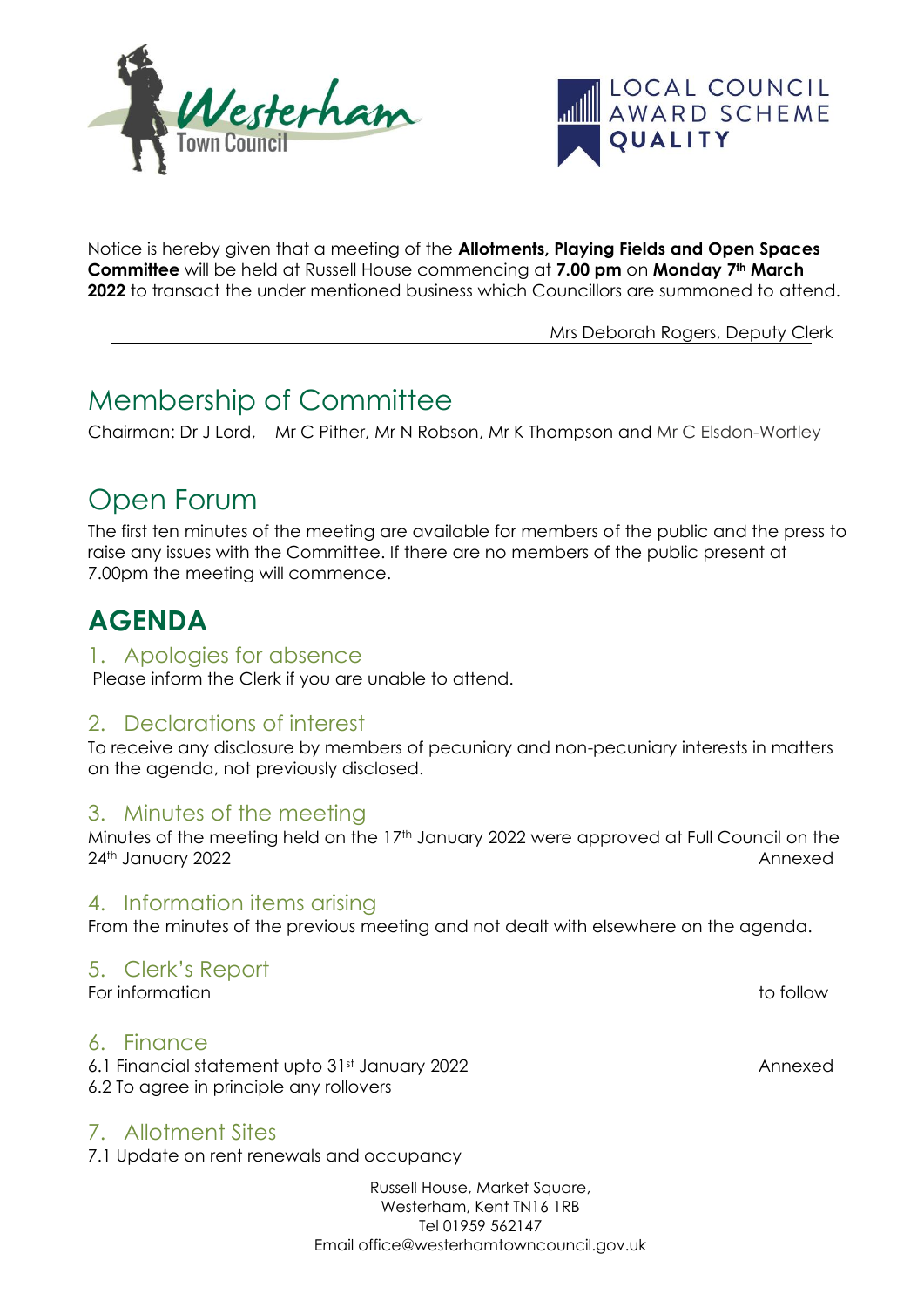Notice is hereby given that a meeting of the **Allotments, Playing Fields and Open Spaces Committee** will be held at Russell House commencing at **7.00 pm** on **Monday 7th March 2022** to transact the under mentioned business which Councillors are summoned to attend.

Mrs Deborah Rogers, Deputy Clerk

## Membership of Committee

Chairman: Dr J Lord, Mr C Pither, Mr N Robson, Mr K Thompson and Mr C Elsdon-Wortley

## Open Forum

The first ten minutes of the meeting are available for members of the public and the press to raise any issues with the Committee. If there are no members of the public present at 7.00pm the meeting will commence.

# AGENDA

### 1. Apologies for absence

Please inform the Clerk if you are unable to attend.

### 2. Declarations of interest

To receive any disclosure by members of pecuniary and non-pecuniary interests in matters on the agenda, not previously disclosed.

### 3. Minutes of the meeting

Minutes of the meeting held on the 17th January 2022 were approved at Full Council on the 24th January 2022 — Annexed

### 4. Information items arising

From the minutes of the previous meeting and not dealt with elsewhere on the agenda.

### 5. Clerk's Report

For information — to follow

### 6. Finance

6.1 Financial statement upto 31st January 2022 — Annexed

6.2 To agree in principle any rollovers

### 7. Allotment Sites

7.1 Update on rent renewals and occupancy

Russell House, Market Square,
Westerham, Kent TN16 1RB
Tel 01959 562147
Email office@westerhamtowncouncil.gov.uk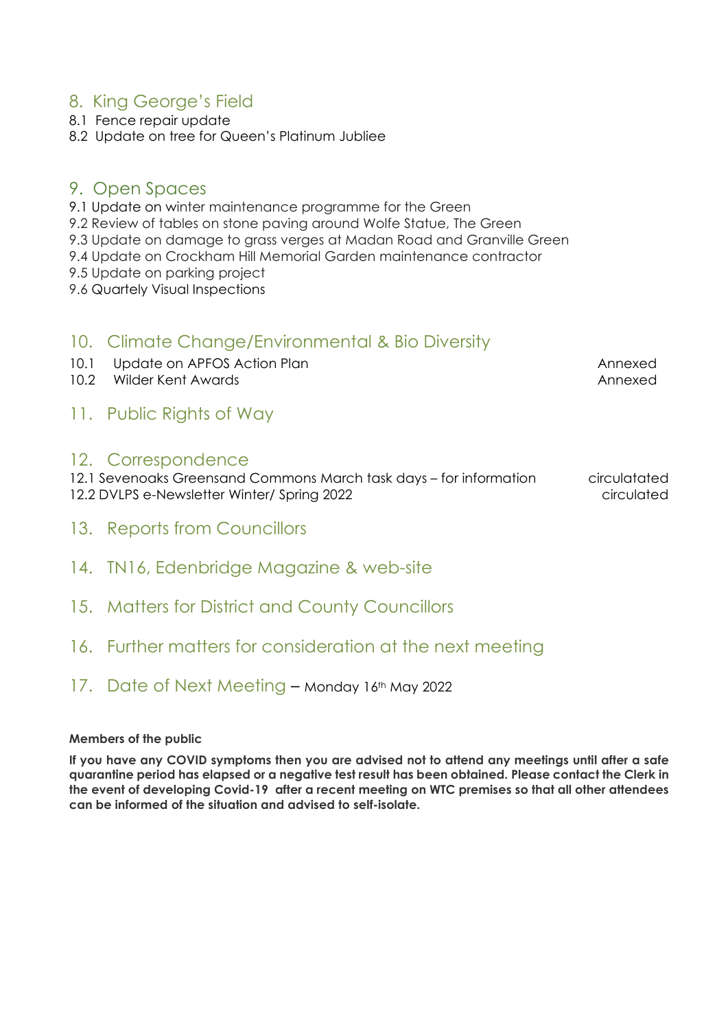## 8. King George's Field

8.1 Fence repair update
8.2 Update on tree for Queen's Platinum Jubliee

## 9. Open Spaces

9.1 Update on winter maintenance programme for the Green
9.2 Review of tables on stone paving around Wolfe Statue, The Green
9.3 Update on damage to grass verges at Madan Road and Granville Green
9.4 Update on Crockham Hill Memorial Garden maintenance contractor
9.5 Update on parking project
9.6 Quartely Visual Inspections

## 10. Climate Change/Environmental & Bio Diversity

10.1 Update on APFOS Action Plan — Annexed
10.2 Wilder Kent Awards — Annexed

## 11. Public Rights of Way

## 12. Correspondence

12.1 Sevenoaks Greensand Commons March task days – for information — circulatated
12.2 DVLPS e-Newsletter Winter/ Spring 2022 — circulated

## 13. Reports from Councillors

## 14. TN16, Edenbridge Magazine & web-site

## 15. Matters for District and County Councillors

## 16. Further matters for consideration at the next meeting

## 17. Date of Next Meeting – Monday 16th May 2022

**Members of the public**

**If you have any COVID symptoms then you are advised not to attend any meetings until after a safe quarantine period has elapsed or a negative test result has been obtained. Please contact the Clerk in the event of developing Covid-19 after a recent meeting on WTC premises so that all other attendees can be informed of the situation and advised to self-isolate.**